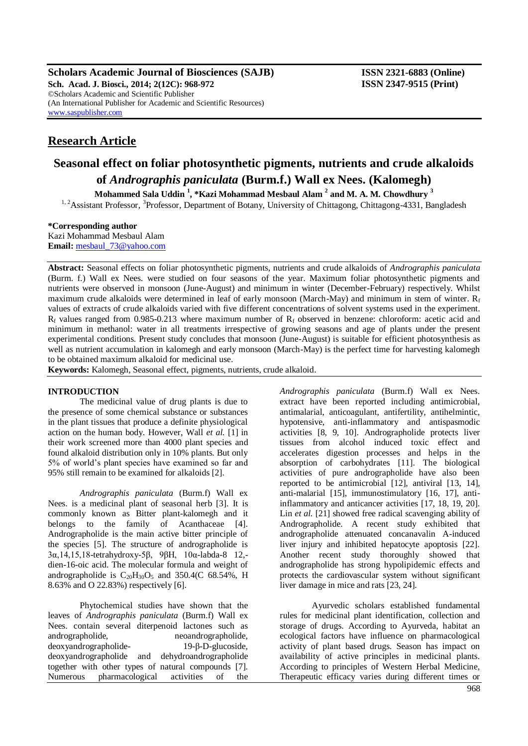## Research Article

# Seasonal effect on foliar photosynthetic pigments, nutrients and crude alkaloids of *Andrographis paniculata* (Burm.f.) Wall ex Nees. (Kalomegh)

**Mohammed Sala Uddin [1], *Kazi Mohammad Mesbaul Alam [2] and M. A. M. Chowdhury [3]**

[1, 2]Assistant Professor, [3]Professor, Department of Botany, University of Chittagong, Chittagong-4331, Bangladesh

**\*Corresponding author**
Kazi Mohammad Mesbaul Alam
**Email:** mesbaul_73@yahoo.com

**Abstract:** Seasonal effects on foliar photosynthetic pigments, nutrients and crude alkaloids of *Andrographis paniculata* (Burm. f.) Wall ex Nees. were studied on four seasons of the year. Maximum foliar photosynthetic pigments and nutrients were observed in monsoon (June-August) and minimum in winter (December-February) respectively. Whilst maximum crude alkaloids were determined in leaf of early monsoon (March-May) and minimum in stem of winter. $R_f$ values of extracts of crude alkaloids varied with five different concentrations of solvent systems used in the experiment. $R_f$ values ranged from 0.985-0.213 where maximum number of $R_f$ observed in benzene: chloroform: acetic acid and minimum in methanol: water in all treatments irrespective of growing seasons and age of plants under the present experimental conditions. Present study concludes that monsoon (June-August) is suitable for efficient photosynthesis as well as nutrient accumulation in kalomegh and early monsoon (March-May) is the perfect time for harvesting kalomegh to be obtained maximum alkaloid for medicinal use.

**Keywords:** Kalomegh, Seasonal effect, pigments, nutrients, crude alkaloid.

## INTRODUCTION

The medicinal value of drug plants is due to the presence of some chemical substance or substances in the plant tissues that produce a definite physiological action on the human body. However, Wall *et al.* [1] in their work screened more than 4000 plant species and found alkaloid distribution only in 10% plants. But only 5% of world's plant species have examined so far and 95% still remain to be examined for alkaloids [2].

*Andrographis paniculata* (Burm.f) Wall ex Nees. is a medicinal plant of seasonal herb [3]. It is commonly known as Bitter plant-kalomegh and it belongs to the family of Acanthaceae [4]. Andrographolide is the main active bitter principle of the species [5]. The structure of andrographolide is 3α,14,15,18-tetrahydroxy-5β, 9βH, 10α-labda-8 12,-dien-16-oic acid. The molecular formula and weight of andrographolide is $C_{20}H_{30}O_5$ and 350.4(C 68.54%, H 8.63% and O 22.83%) respectively [6].

Phytochemical studies have shown that the leaves of *Andrographis paniculata* (Burm.f) Wall ex Nees. contain several diterpenoid lactones such as andrographolide, neoandrographolide, deoxyandrographolide- 19-β-D-glucoside, deoxyandrographolide and dehydroandrographolide together with other types of natural compounds [7]. Numerous pharmacological activities of the *Andrographis paniculata* (Burm.f) Wall ex Nees. extract have been reported including antimicrobial, antimalarial, anticoagulant, antifertility, antihelmintic, hypotensive, anti-inflammatory and antispasmodic activities [8, 9, 10]. Andrographolide protects liver tissues from alcohol induced toxic effect and accelerates digestion processes and helps in the absorption of carbohydrates [11]. The biological activities of pure andrographolide have also been reported to be antimicrobial [12], antiviral [13, 14], anti-malarial [15], immunostimulatory [16, 17], anti-inflammatory and anticancer activities [17, 18, 19, 20]. Lin *et al.* [21] showed free radical scavenging ability of Andrographolide. A recent study exhibited that andrographolide attenuated concanavalin A-induced liver injury and inhibited hepatocyte apoptosis [22]. Another recent study thoroughly showed that andrographolide has strong hypolipidemic effects and protects the cardiovascular system without significant liver damage in mice and rats [23, 24].

Ayurvedic scholars established fundamental rules for medicinal plant identification, collection and storage of drugs. According to Ayurveda, habitat an ecological factors have influence on pharmacological activity of plant based drugs. Season has impact on availability of active principles in medicinal plants. According to principles of Western Herbal Medicine, Therapeutic efficacy varies during different times or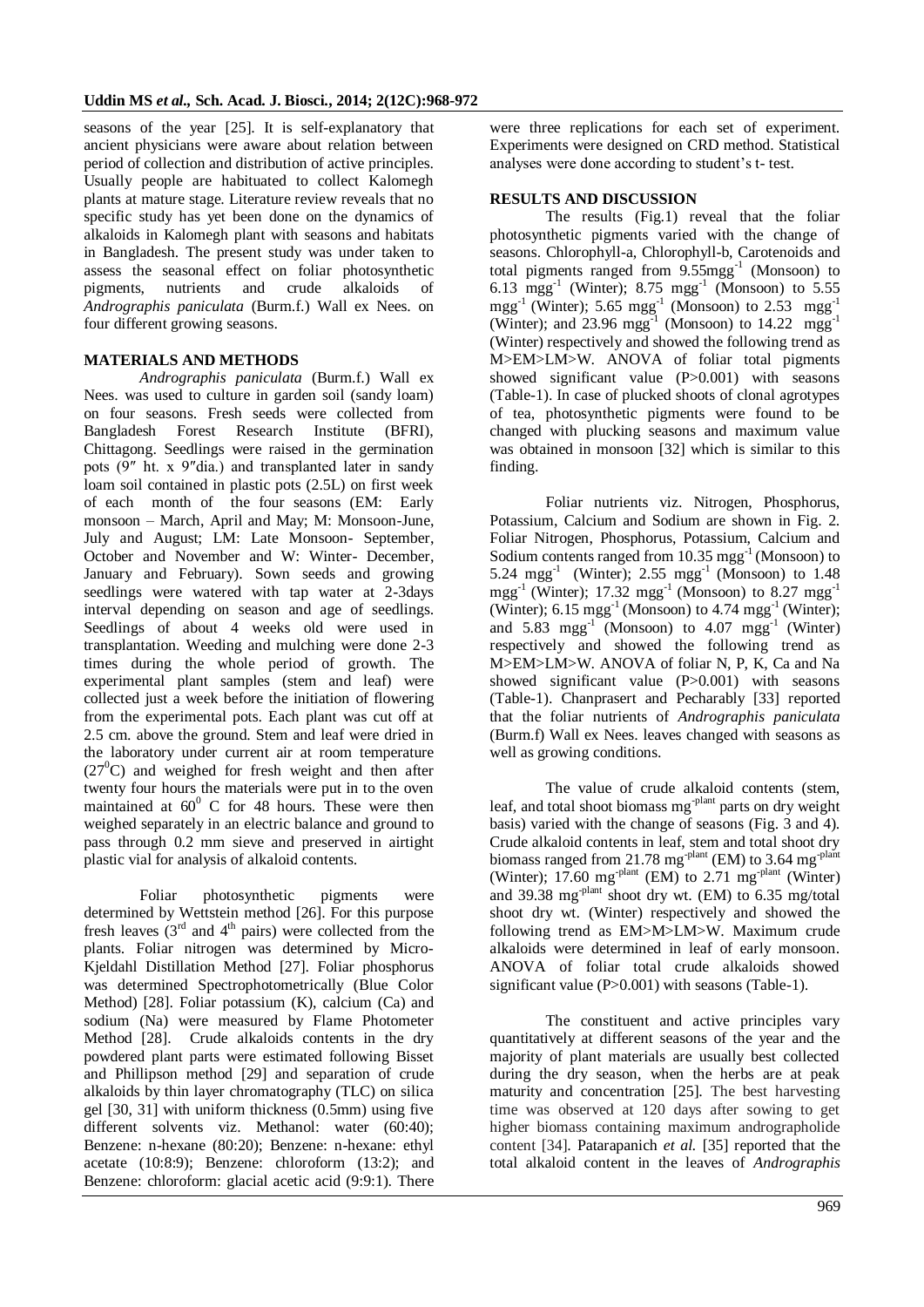seasons of the year [25]. It is self-explanatory that ancient physicians were aware about relation between period of collection and distribution of active principles. Usually people are habituated to collect Kalomegh plants at mature stage. Literature review reveals that no specific study has yet been done on the dynamics of alkaloids in Kalomegh plant with seasons and habitats in Bangladesh. The present study was under taken to assess the seasonal effect on foliar photosynthetic pigments, nutrients and crude alkaloids of *Andrographis paniculata* (Burm.f.) Wall ex Nees. on four different growing seasons.

## MATERIALS AND METHODS

*Andrographis paniculata* (Burm.f.) Wall ex Nees. was used to culture in garden soil (sandy loam) on four seasons. Fresh seeds were collected from Bangladesh Forest Research Institute (BFRI), Chittagong. Seedlings were raised in the germination pots (9″ ht. x 9″dia.) and transplanted later in sandy loam soil contained in plastic pots (2.5L) on first week of each month of the four seasons (EM: Early monsoon – March, April and May; M: Monsoon-June, July and August; LM: Late Monsoon- September, October and November and W: Winter- December, January and February). Sown seeds and growing seedlings were watered with tap water at 2-3days interval depending on season and age of seedlings. Seedlings of about 4 weeks old were used in transplantation. Weeding and mulching were done 2-3 times during the whole period of growth. The experimental plant samples (stem and leaf) were collected just a week before the initiation of flowering from the experimental pots. Each plant was cut off at 2.5 cm. above the ground. Stem and leaf were dried in the laboratory under current air at room temperature ($27^0$C) and weighed for fresh weight and then after twenty four hours the materials were put in to the oven maintained at $60^0$ C for 48 hours. These were then weighed separately in an electric balance and ground to pass through 0.2 mm sieve and preserved in airtight plastic vial for analysis of alkaloid contents.

Foliar photosynthetic pigments were determined by Wettstein method [26]. For this purpose fresh leaves ($3^{rd}$ and $4^{th}$ pairs) were collected from the plants. Foliar nitrogen was determined by Micro-Kjeldahl Distillation Method [27]. Foliar phosphorus was determined Spectrophotometrically (Blue Color Method) [28]. Foliar potassium (K), calcium (Ca) and sodium (Na) were measured by Flame Photometer Method [28]. Crude alkaloids contents in the dry powdered plant parts were estimated following Bisset and Phillipson method [29] and separation of crude alkaloids by thin layer chromatography (TLC) on silica gel [30, 31] with uniform thickness (0.5mm) using five different solvents viz. Methanol: water (60:40); Benzene: n-hexane (80:20); Benzene: n-hexane: ethyl acetate (10:8:9); Benzene: chloroform (13:2); and Benzene: chloroform: glacial acetic acid (9:9:1). There were three replications for each set of experiment. Experiments were designed on CRD method. Statistical analyses were done according to student's t- test.

## RESULTS AND DISCUSSION

The results (Fig.1) reveal that the foliar photosynthetic pigments varied with the change of seasons. Chlorophyll-a, Chlorophyll-b, Carotenoids and total pigments ranged from 9.55mg$^{-1}$ (Monsoon) to 6.13 mg$^{-1}$ (Winter); 8.75 mg$^{-1}$ (Monsoon) to 5.55 mg$^{-1}$ (Winter); 5.65 mg$^{-1}$ (Monsoon) to 2.53 mg$^{-1}$ (Winter); and 23.96 mg$^{-1}$ (Monsoon) to 14.22 mg$^{-1}$ (Winter) respectively and showed the following trend as M>EM>LM>W. ANOVA of foliar total pigments showed significant value (P>0.001) with seasons (Table-1). In case of plucked shoots of clonal agrotypes of tea, photosynthetic pigments were found to be changed with plucking seasons and maximum value was obtained in monsoon [32] which is similar to this finding.

Foliar nutrients viz. Nitrogen, Phosphorus, Potassium, Calcium and Sodium are shown in Fig. 2. Foliar Nitrogen, Phosphorus, Potassium, Calcium and Sodium contents ranged from 10.35 mg$^{-1}$ (Monsoon) to 5.24 mg$^{-1}$ (Winter); 2.55 mg$^{-1}$ (Monsoon) to 1.48 mg$^{-1}$ (Winter); 17.32 mg$^{-1}$ (Monsoon) to 8.27 mg$^{-1}$ (Winter); 6.15 mg$^{-1}$ (Monsoon) to 4.74 mg$^{-1}$ (Winter); and 5.83 mg$^{-1}$ (Monsoon) to 4.07 mg$^{-1}$ (Winter) respectively and showed the following trend as M>EM>LM>W. ANOVA of foliar N, P, K, Ca and Na showed significant value (P>0.001) with seasons (Table-1). Chanprasert and Pecharably [33] reported that the foliar nutrients of *Andrographis paniculata* (Burm.f) Wall ex Nees. leaves changed with seasons as well as growing conditions.

The value of crude alkaloid contents (stem, leaf, and total shoot biomass mg$^{-plant}$ parts on dry weight basis) varied with the change of seasons (Fig. 3 and 4). Crude alkaloid contents in leaf, stem and total shoot dry biomass ranged from 21.78 mg$^{-plant}$ (EM) to 3.64 mg$^{-plant}$ (Winter); 17.60 mg$^{-plant}$ (EM) to 2.71 mg$^{-plant}$ (Winter) and 39.38 mg$^{-plant}$ shoot dry wt. (EM) to 6.35 mg/total shoot dry wt. (Winter) respectively and showed the following trend as EM>M>LM>W. Maximum crude alkaloids were determined in leaf of early monsoon. ANOVA of foliar total crude alkaloids showed significant value (P>0.001) with seasons (Table-1).

The constituent and active principles vary quantitatively at different seasons of the year and the majority of plant materials are usually best collected during the dry season, when the herbs are at peak maturity and concentration [25]. The best harvesting time was observed at 120 days after sowing to get higher biomass containing maximum andrographolide content [34]. Patarapanich *et al.* [35] reported that the total alkaloid content in the leaves of *Andrographis*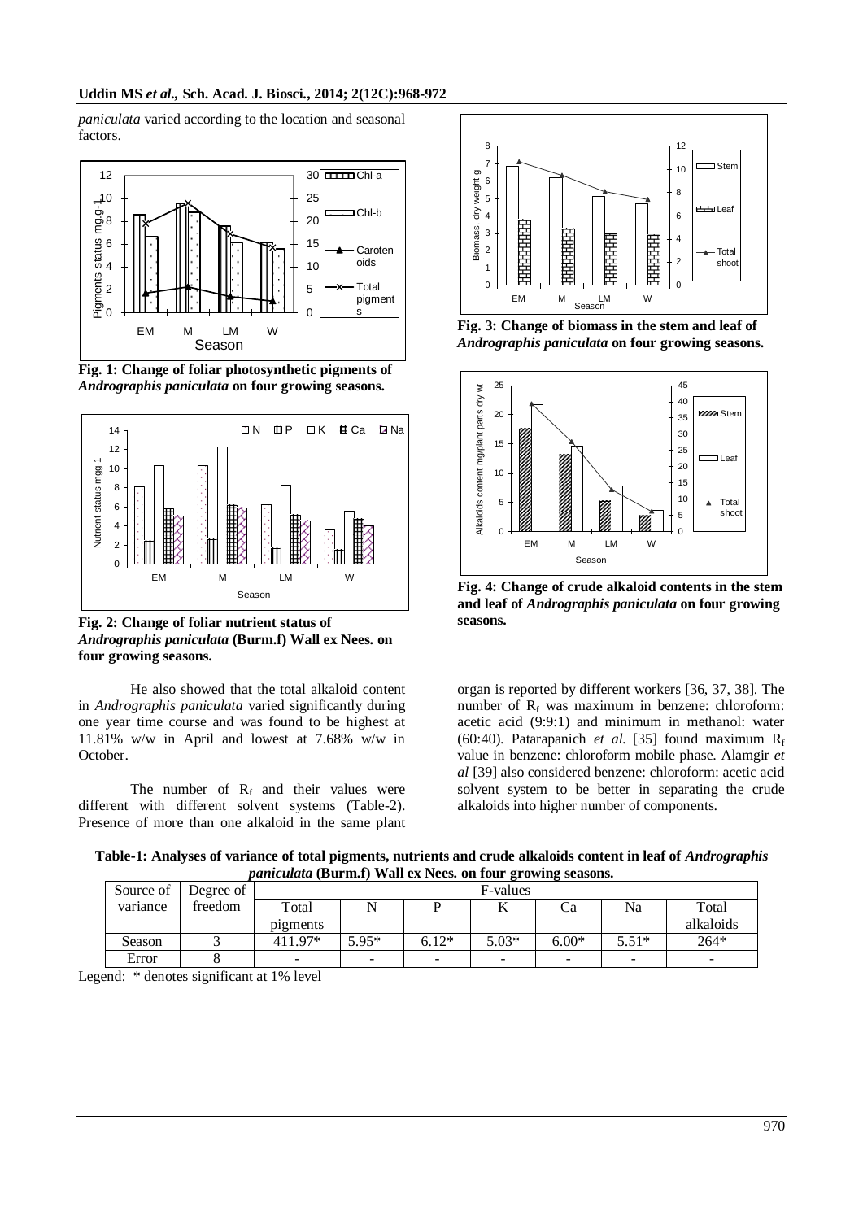*paniculata* varied according to the location and seasonal factors.

**Fig. 1: Change of foliar photosynthetic pigments of *Andrographis paniculata* on four growing seasons.**

**Fig. 2: Change of foliar nutrient status of *Andrographis paniculata* (Burm.f) Wall ex Nees. on four growing seasons.**

He also showed that the total alkaloid content in *Andrographis paniculata* varied significantly during one year time course and was found to be highest at 11.81% w/w in April and lowest at 7.68% w/w in October.

The number of $R_f$ and their values were different with different solvent systems (Table-2). Presence of more than one alkaloid in the same plant organ is reported by different workers [36, 37, 38]. The number of $R_f$ was maximum in benzene: chloroform: acetic acid (9:9:1) and minimum in methanol: water (60:40). Patarapanich *et al.* [35] found maximum $R_f$ value in benzene: chloroform mobile phase. Alamgir *et al* [39] also considered benzene: chloroform: acetic acid solvent system to be better in separating the crude alkaloids into higher number of components.

**Fig. 3: Change of biomass in the stem and leaf of *Andrographis paniculata* on four growing seasons.**

**Fig. 4: Change of crude alkaloid contents in the stem and leaf of *Andrographis paniculata* on four growing seasons.**

**Table-1: Analyses of variance of total pigments, nutrients and crude alkaloids content in leaf of *Andrographis paniculata* (Burm.f) Wall ex Nees. on four growing seasons.**

| Source of variance | Degree of freedom | F-values | | | | | | |
|---|---|---|---|---|---|---|---|---|
| | | Total pigments | N | P | K | Ca | Na | Total alkaloids |
| Season | 3 | 411.97* | 5.95* | 6.12* | 5.03* | 6.00* | 5.51* | 264* |
| Error | 8 | - | - | - | - | - | - | - |

Legend: * denotes significant at 1% level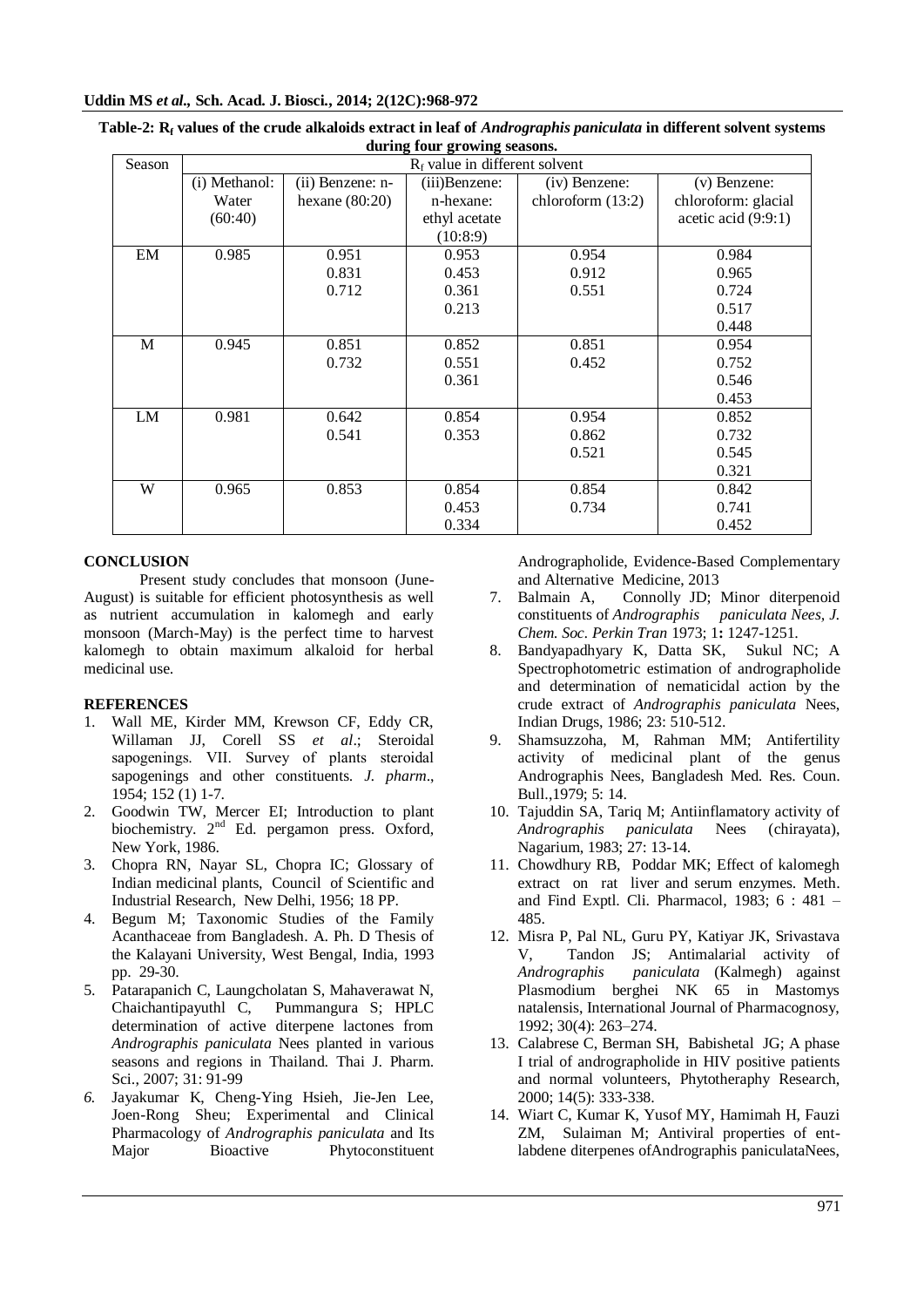**Table-2: $R_f$ values of the crude alkaloids extract in leaf of *Andrographis paniculata* in different solvent systems during four growing seasons.**

| Season | $R_f$ value in different solvent | | | | |
|---|---|---|---|---|---|
| | (i) Methanol: Water (60:40) | (ii) Benzene: n-hexane (80:20) | (iii)Benzene: n-hexane: ethyl acetate (10:8:9) | (iv) Benzene: chloroform (13:2) | (v) Benzene: chloroform: glacial acetic acid (9:9:1) |
| EM | 0.985 | 0.951<br>0.831<br>0.712 | 0.953<br>0.453<br>0.361<br>0.213 | 0.954<br>0.912<br>0.551 | 0.984<br>0.965<br>0.724<br>0.517<br>0.448 |
| M | 0.945 | 0.851<br>0.732 | 0.852<br>0.551<br>0.361 | 0.851<br>0.452 | 0.954<br>0.752<br>0.546<br>0.453 |
| LM | 0.981 | 0.642<br>0.541 | 0.854<br>0.353 | 0.954<br>0.862<br>0.521 | 0.852<br>0.732<br>0.545<br>0.321 |
| W | 0.965 | 0.853 | 0.854<br>0.453<br>0.334 | 0.854<br>0.734 | 0.842<br>0.741<br>0.452 |

## CONCLUSION

Present study concludes that monsoon (June-August) is suitable for efficient photosynthesis as well as nutrient accumulation in kalomegh and early monsoon (March-May) is the perfect time to harvest kalomegh to obtain maximum alkaloid for herbal medicinal use.

## REFERENCES

1. Wall ME, Kirder MM, Krewson CF, Eddy CR, Willaman JJ, Corell SS *et al*.; Steroidal sapogenings. VII. Survey of plants steroidal sapogenings and other constituents. *J. pharm*., 1954; 152 (1) 1-7.
2. Goodwin TW, Mercer EI; Introduction to plant biochemistry. 2nd Ed. pergamon press. Oxford, New York, 1986.
3. Chopra RN, Nayar SL, Chopra IC; Glossary of Indian medicinal plants, Council of Scientific and Industrial Research, New Delhi, 1956; 18 PP.
4. Begum M; Taxonomic Studies of the Family Acanthaceae from Bangladesh. A. Ph. D Thesis of the Kalayani University, West Bengal, India, 1993 pp. 29-30.
5. Patarapanich C, Laungcholatan S, Mahaverawat N, Chaichantipayuthl C, Pummangura S; HPLC determination of active diterpene lactones from *Andrographis paniculata* Nees planted in various seasons and regions in Thailand. Thai J. Pharm. Sci., 2007; 31: 91-99
6. Jayakumar K, Cheng-Ying Hsieh, Jie-Jen Lee, Joen-Rong Sheu; Experimental and Clinical Pharmacology of *Andrographis paniculata* and Its Major Bioactive Phytoconstituent Andrographolide, Evidence-Based Complementary and Alternative Medicine, 2013
7. Balmain A, Connolly JD; Minor diterpenoid constituents of *Andrographis paniculata Nees, J. Chem. Soc. Perkin Tran* 1973; 1**:** 1247-1251.
8. Bandyapadhyary K, Datta SK, Sukul NC; A Spectrophotometric estimation of andrographolide and determination of nematicidal action by the crude extract of *Andrographis paniculata* Nees, Indian Drugs, 1986; 23: 510-512.
9. Shamsuzzoha, M, Rahman MM; Antifertility activity of medicinal plant of the genus Andrographis Nees, Bangladesh Med. Res. Coun. Bull.,1979; 5: 14.
10. Tajuddin SA, Tariq M; Antiinflamatory activity of *Andrographis paniculata* Nees (chirayata), Nagarium, 1983; 27: 13-14.
11. Chowdhury RB, Poddar MK; Effect of kalomegh extract on rat liver and serum enzymes. Meth. and Find Exptl. Cli. Pharmacol, 1983; 6 : 481 – 485.
12. Misra P, Pal NL, Guru PY, Katiyar JK, Srivastava V, Tandon JS; Antimalarial activity of *Andrographis paniculata* (Kalmegh) against Plasmodium berghei NK 65 in Mastomys natalensis, International Journal of Pharmacognosy, 1992; 30(4): 263–274.
13. Calabrese C, Berman SH, Babishetal JG; A phase I trial of andrographolide in HIV positive patients and normal volunteers, Phytotheraphy Research, 2000; 14(5): 333-338.
14. Wiart C, Kumar K, Yusof MY, Hamimah H, Fauzi ZM, Sulaiman M; Antiviral properties of ent-labdene diterpenes ofAndrographis paniculataNees,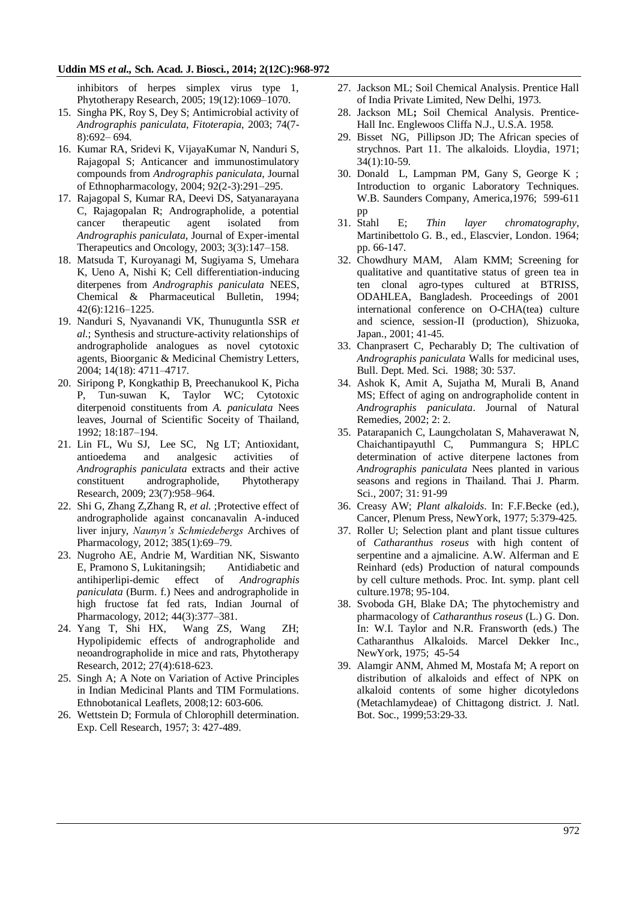inhibitors of herpes simplex virus type 1, Phytotherapy Research, 2005; 19(12):1069–1070.

15. Singha PK, Roy S, Dey S; Antimicrobial activity of *Andrographis paniculata*, *Fitoterapia*, 2003; 74(7-8):692– 694.
16. Kumar RA, Sridevi K, VijayaKumar N, Nanduri S, Rajagopal S; Anticancer and immunostimulatory compounds from *Andrographis paniculata*, Journal of Ethnopharmacology, 2004; 92(2-3):291–295.
17. Rajagopal S, Kumar RA, Deevi DS, Satyanarayana C, Rajagopalan R; Andrographolide, a potential cancer therapeutic agent isolated from *Andrographis paniculata*, Journal of Exper-imental Therapeutics and Oncology, 2003; 3(3):147–158.
18. Matsuda T, Kuroyanagi M, Sugiyama S, Umehara K, Ueno A, Nishi K; Cell differentiation-inducing diterpenes from *Andrographis paniculata* NEES, Chemical & Pharmaceutical Bulletin, 1994; 42(6):1216–1225.
19. Nanduri S, Nyavanandi VK, Thunuguntla SSR *et al.*; Synthesis and structure-activity relationships of andrographolide analogues as novel cytotoxic agents, Bioorganic & Medicinal Chemistry Letters, 2004; 14(18): 4711–4717.
20. Siripong P, Kongkathip B, Preechanukool K, Picha P, Tun-suwan K, Taylor WC; Cytotoxic diterpenoid constituents from *A. paniculata* Nees leaves, Journal of Scientific Soceity of Thailand, 1992; 18:187–194.
21. Lin FL, Wu SJ, Lee SC, Ng LT; Antioxidant, antioedema and analgesic activities of *Andrographis paniculata* extracts and their active constituent andrographolide, Phytotherapy Research, 2009; 23(7):958–964.
22. Shi G, Zhang Z,Zhang R, *et al.* ;Protective effect of andrographolide against concanavalin A-induced liver injury, *Naunyn's Schmiedebergs* Archives of Pharmacology, 2012; 385(1):69–79.
23. Nugroho AE, Andrie M, Warditian NK, Siswanto E, Pramono S, Lukitaningsih; Antidiabetic and antihiperlipi-demic effect of *Andrographis paniculata* (Burm. f.) Nees and andrographolide in high fructose fat fed rats, Indian Journal of Pharmacology, 2012; 44(3):377–381.
24. Yang T, Shi HX, Wang ZS, Wang ZH; Hypolipidemic effects of andrographolide and neoandrographolide in mice and rats, Phytotherapy Research, 2012; 27(4):618-623.
25. Singh A; A Note on Variation of Active Principles in Indian Medicinal Plants and TIM Formulations. Ethnobotanical Leaflets, 2008;12: 603-606.
26. Wettstein D; Formula of Chlorophill determination. Exp. Cell Research, 1957; 3: 427-489.
27. Jackson ML; Soil Chemical Analysis. Prentice Hall of India Private Limited, New Delhi, 1973.
28. Jackson ML**;** Soil Chemical Analysis. Prentice-Hall Inc. Englewoos Cliffa N.J., U.S.A. 1958.
29. Bisset NG, Pillipson JD; The African species of strychnos. Part 11. The alkaloids. Lloydia, 1971; 34(1):10-59.
30. Donald L, Lampman PM, Gany S, George K ; Introduction to organic Laboratory Techniques. W.B. Saunders Company, America,1976; 599-611 pp
31. Stahl E; *Thin layer chromatography*, Martinibettolo G. B., ed., Elascvier, London. 1964; pp. 66-147.
32. Chowdhury MAM, Alam KMM; Screening for qualitative and quantitative status of green tea in ten clonal agro-types cultured at BTRISS, ODAHLEA, Bangladesh. Proceedings of 2001 international conference on O-CHA(tea) culture and science, session-II (production), Shizuoka, Japan., 2001; 41-45.
33. Chanprasert C, Pecharably D; The cultivation of *Andrographis paniculata* Walls for medicinal uses, Bull. Dept. Med. Sci. 1988; 30: 537.
34. Ashok K, Amit A, Sujatha M, Murali B, Anand MS; Effect of aging on andrographolide content in *Andrographis paniculata*. Journal of Natural Remedies, 2002; 2: 2.
35. Patarapanich C, Laungcholatan S, Mahaverawat N, Chaichantipayuthl C, Pummangura S; HPLC determination of active diterpene lactones from *Andrographis paniculata* Nees planted in various seasons and regions in Thailand. Thai J. Pharm. Sci., 2007; 31: 91-99
36. Creasy AW; *Plant alkaloids*. In: F.F.Becke (ed.), Cancer, Plenum Press, NewYork, 1977; 5:379-425.
37. Roller U; Selection plant and plant tissue cultures of *Catharanthus roseus* with high content of serpentine and a ajmalicine. A.W. Alferman and E Reinhard (eds) Production of natural compounds by cell culture methods. Proc. Int. symp. plant cell culture.1978; 95-104.
38. Svoboda GH, Blake DA; The phytochemistry and pharmacology of *Catharanthus roseus* (L.) G. Don. In: W.I. Taylor and N.R. Fransworth (eds.) The Catharanthus Alkaloids. Marcel Dekker Inc., NewYork, 1975; 45-54
39. Alamgir ANM, Ahmed M, Mostafa M; A report on distribution of alkaloids and effect of NPK on alkaloid contents of some higher dicotyledons (Metachlamydeae) of Chittagong district. J. Natl. Bot. Soc., 1999;53:29-33.